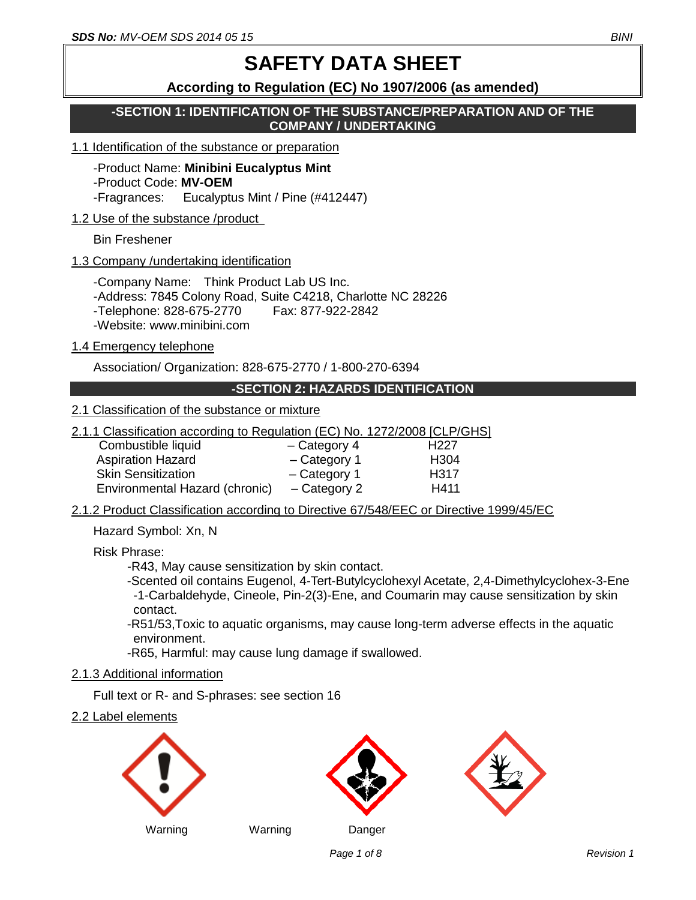# SAFETY DATA SHEET

**According to Regulation (EC) No 1907/2006 (as amended)**

## -SECTION 1: IDENTIFICATION OF THE SUBSTANCE/PREPARATION AND OF THE COMPANY / UNDERTAKING

1.1 Identification of the substance or preparation

-Product Name: **Minibini Eucalyptus Mint**
-Product Code: **MV-OEM**
-Fragrances: Eucalyptus Mint / Pine (#412447)

1.2 Use of the substance /product

Bin Freshener

1.3 Company /undertaking identification

-Company Name: Think Product Lab US Inc.
-Address: 7845 Colony Road, Suite C4218, Charlotte NC 28226
-Telephone: 828-675-2770 Fax: 877-922-2842
-Website: www.minibini.com

1.4 Emergency telephone

Association/ Organization: 828-675-2770 / 1-800-270-6394

## -SECTION 2: HAZARDS IDENTIFICATION

2.1 Classification of the substance or mixture

2.1.1 Classification according to Regulation (EC) No. 1272/2008 [CLP/GHS]

| | | |
|---|---|---|
| Combustible liquid | – Category 4 | H227 |
| Aspiration Hazard | – Category 1 | H304 |
| Skin Sensitization | – Category 1 | H317 |
| Environmental Hazard (chronic) | – Category 2 | H411 |

2.1.2 Product Classification according to Directive 67/548/EEC or Directive 1999/45/EC

Hazard Symbol: Xn, N

Risk Phrase:

-R43, May cause sensitization by skin contact.
-Scented oil contains Eugenol, 4-Tert-Butylcyclohexyl Acetate, 2,4-Dimethylcyclohex-3-Ene -1-Carbaldehyde, Cineole, Pin-2(3)-Ene, and Coumarin may cause sensitization by skin contact.
-R51/53,Toxic to aquatic organisms, may cause long-term adverse effects in the aquatic environment.
-R65, Harmful: may cause lung damage if swallowed.

2.1.3 Additional information

Full text or R- and S-phrases: see section 16

2.2 Label elements

Warning Warning Danger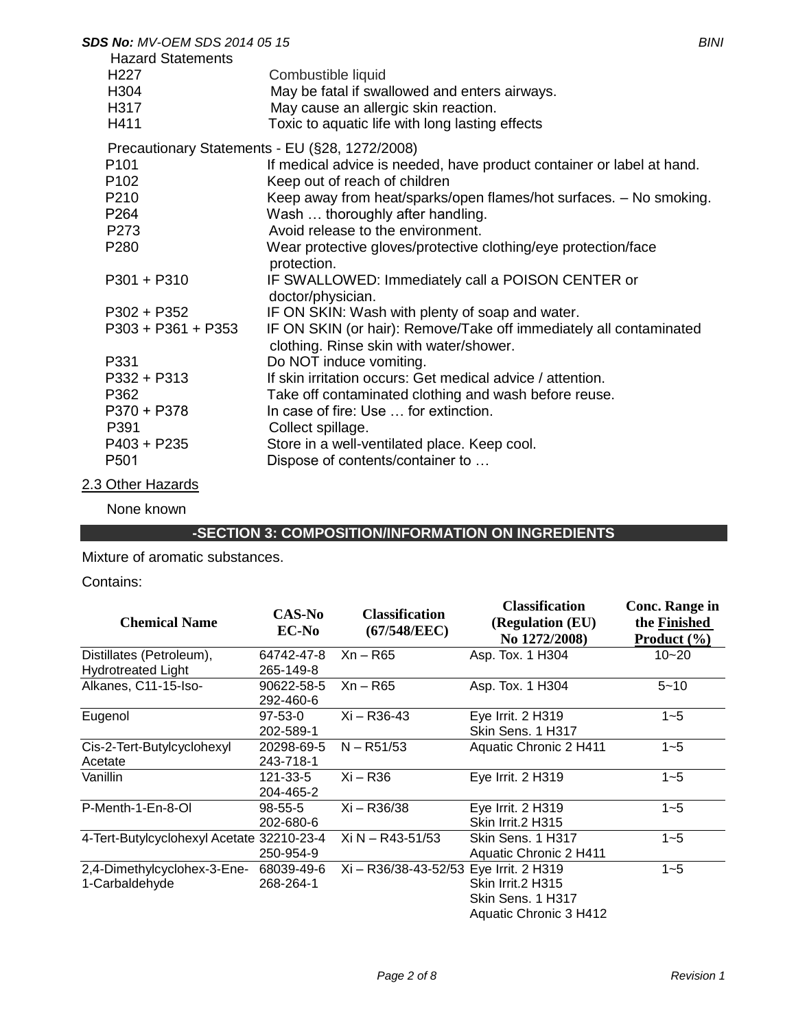Hazard Statements

| | |
|---|---|
| H227 | Combustible liquid |
| H304 | May be fatal if swallowed and enters airways. |
| H317 | May cause an allergic skin reaction. |
| H411 | Toxic to aquatic life with long lasting effects |

Precautionary Statements - EU (§28, 1272/2008)

| | |
|---|---|
| P101 | If medical advice is needed, have product container or label at hand. |
| P102 | Keep out of reach of children |
| P210 | Keep away from heat/sparks/open flames/hot surfaces. – No smoking. |
| P264 | Wash … thoroughly after handling. |
| P273 | Avoid release to the environment. |
| P280 | Wear protective gloves/protective clothing/eye protection/face protection. |
| P301 + P310 | IF SWALLOWED: Immediately call a POISON CENTER or doctor/physician. |
| P302 + P352 | IF ON SKIN: Wash with plenty of soap and water. |
| P303 + P361 + P353 | IF ON SKIN (or hair): Remove/Take off immediately all contaminated clothing. Rinse skin with water/shower. |
| P331 | Do NOT induce vomiting. |
| P332 + P313 | If skin irritation occurs: Get medical advice / attention. |
| P362 | Take off contaminated clothing and wash before reuse. |
| P370 + P378 | In case of fire: Use … for extinction. |
| P391 | Collect spillage. |
| P403 + P235 | Store in a well-ventilated place. Keep cool. |
| P501 | Dispose of contents/container to … |

## 2.3 Other Hazards

None known

## -SECTION 3: COMPOSITION/INFORMATION ON INGREDIENTS

Mixture of aromatic substances.

Contains:

| Chemical Name | CAS-No EC-No | Classification (67/548/EEC) | Classification (Regulation (EU) No 1272/2008) | Conc. Range in the Finished Product (%) |
|---|---|---|---|---|
| Distillates (Petroleum), Hydrotreated Light | 64742-47-8 265-149-8 | Xn – R65 | Asp. Tox. 1 H304 | 10~20 |
| Alkanes, C11-15-Iso- | 90622-58-5 292-460-6 | Xn – R65 | Asp. Tox. 1 H304 | 5~10 |
| Eugenol | 97-53-0 202-589-1 | Xi – R36-43 | Eye Irrit. 2 H319 Skin Sens. 1 H317 | 1~5 |
| Cis-2-Tert-Butylcyclohexyl Acetate | 20298-69-5 243-718-1 | N – R51/53 | Aquatic Chronic 2 H411 | 1~5 |
| Vanillin | 121-33-5 204-465-2 | Xi – R36 | Eye Irrit. 2 H319 | 1~5 |
| P-Menth-1-En-8-Ol | 98-55-5 202-680-6 | Xi – R36/38 | Eye Irrit. 2 H319 Skin Irrit.2 H315 | 1~5 |
| 4-Tert-Butylcyclohexyl Acetate | 32210-23-4 250-954-9 | Xi N – R43-51/53 | Skin Sens. 1 H317 Aquatic Chronic 2 H411 | 1~5 |
| 2,4-Dimethylcyclohex-3-Ene-1-Carbaldehyde | 68039-49-6 268-264-1 | Xi – R36/38-43-52/53 | Eye Irrit. 2 H319 Skin Irrit.2 H315 Skin Sens. 1 H317 Aquatic Chronic 3 H412 | 1~5 |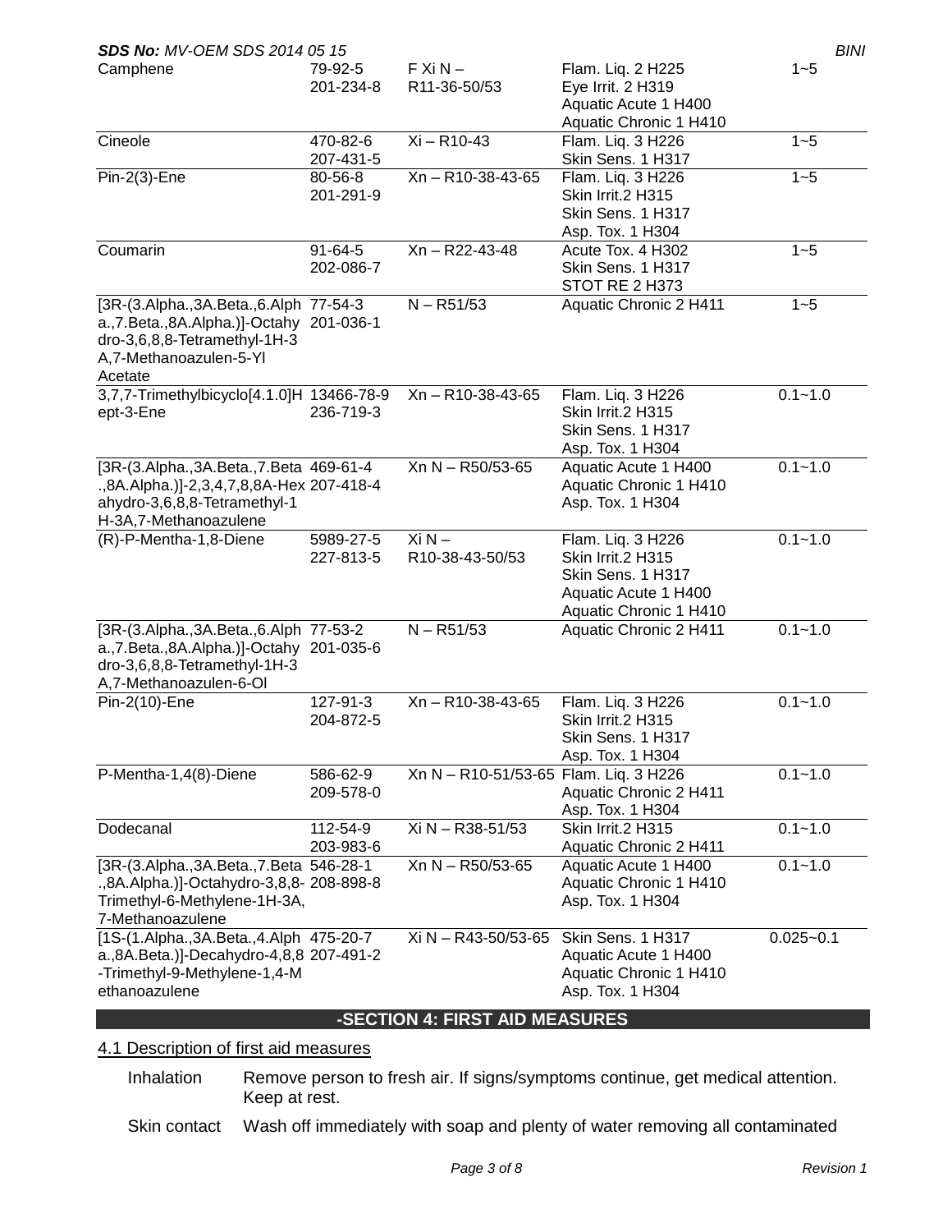| Camphene | 79-92-5<br>201-234-8 | F Xi N –<br>R11-36-50/53 | Flam. Liq. 2 H225<br>Eye Irrit. 2 H319<br>Aquatic Acute 1 H400<br>Aquatic Chronic 1 H410 | 1~5 |
|---|---|---|---|---|
| Cineole | 470-82-6<br>207-431-5 | Xi – R10-43 | Flam. Liq. 3 H226<br>Skin Sens. 1 H317 | 1~5 |
| Pin-2(3)-Ene | 80-56-8<br>201-291-9 | Xn – R10-38-43-65 | Flam. Liq. 3 H226<br>Skin Irrit.2 H315<br>Skin Sens. 1 H317<br>Asp. Tox. 1 H304 | 1~5 |
| Coumarin | 91-64-5<br>202-086-7 | Xn – R22-43-48 | Acute Tox. 4 H302<br>Skin Sens. 1 H317<br>STOT RE 2 H373 | 1~5 |
| [3R-(3.Alpha.,3A.Beta.,6.Alpha.,7.Beta.,8A.Alpha.)]-Octahydro-3,6,8,8-Tetramethyl-1H-3A,7-Methanoazulen-5-Yl Acetate | 77-54-3<br>201-036-1 | N – R51/53 | Aquatic Chronic 2 H411 | 1~5 |
| 3,7,7-Trimethylbicyclo[4.1.0]Hept-3-Ene | 13466-78-9<br>236-719-3 | Xn – R10-38-43-65 | Flam. Liq. 3 H226<br>Skin Irrit.2 H315<br>Skin Sens. 1 H317<br>Asp. Tox. 1 H304 | 0.1~1.0 |
| [3R-(3.Alpha.,3A.Beta.,7.Beta.,8A.Alpha.)]-2,3,4,7,8,8A-Hexahydro-3,6,8,8-Tetramethyl-1H-3A,7-Methanoazulene | 469-61-4<br>207-418-4 | Xn N – R50/53-65 | Aquatic Acute 1 H400<br>Aquatic Chronic 1 H410<br>Asp. Tox. 1 H304 | 0.1~1.0 |
| (R)-P-Mentha-1,8-Diene | 5989-27-5<br>227-813-5 | Xi N –<br>R10-38-43-50/53 | Flam. Liq. 3 H226<br>Skin Irrit.2 H315<br>Skin Sens. 1 H317<br>Aquatic Acute 1 H400<br>Aquatic Chronic 1 H410 | 0.1~1.0 |
| [3R-(3.Alpha.,3A.Beta.,6.Alpha.,7.Beta.,8A.Alpha.)]-Octahydro-3,6,8,8-Tetramethyl-1H-3A,7-Methanoazulen-6-Ol | 77-53-2<br>201-035-6 | N – R51/53 | Aquatic Chronic 2 H411 | 0.1~1.0 |
| Pin-2(10)-Ene | 127-91-3<br>204-872-5 | Xn – R10-38-43-65 | Flam. Liq. 3 H226<br>Skin Irrit.2 H315<br>Skin Sens. 1 H317<br>Asp. Tox. 1 H304 | 0.1~1.0 |
| P-Mentha-1,4(8)-Diene | 586-62-9<br>209-578-0 | Xn N – R10-51/53-65 | Flam. Liq. 3 H226<br>Aquatic Chronic 2 H411<br>Asp. Tox. 1 H304 | 0.1~1.0 |
| Dodecanal | 112-54-9<br>203-983-6 | Xi N – R38-51/53 | Skin Irrit.2 H315<br>Aquatic Chronic 2 H411 | 0.1~1.0 |
| [3R-(3.Alpha.,3A.Beta.,7.Beta.,8A.Alpha.)]-Octahydro-3,8,8-Trimethyl-6-Methylene-1H-3A,7-Methanoazulene | 546-28-1<br>208-898-8 | Xn N – R50/53-65 | Aquatic Acute 1 H400<br>Aquatic Chronic 1 H410<br>Asp. Tox. 1 H304 | 0.1~1.0 |
| [1S-(1.Alpha.,3A.Beta.,4.Alpha.,8A.Beta.)]-Decahydro-4,8,8-Trimethyl-9-Methylene-1,4-Methanoazulene | 475-20-7<br>207-491-2 | Xi N – R43-50/53-65 | Skin Sens. 1 H317<br>Aquatic Acute 1 H400<br>Aquatic Chronic 1 H410<br>Asp. Tox. 1 H304 | 0.025~0.1 |

## -SECTION 4: FIRST AID MEASURES

4.1 Description of first aid measures

Inhalation  Remove person to fresh air. If signs/symptoms continue, get medical attention. Keep at rest.

Skin contact  Wash off immediately with soap and plenty of water removing all contaminated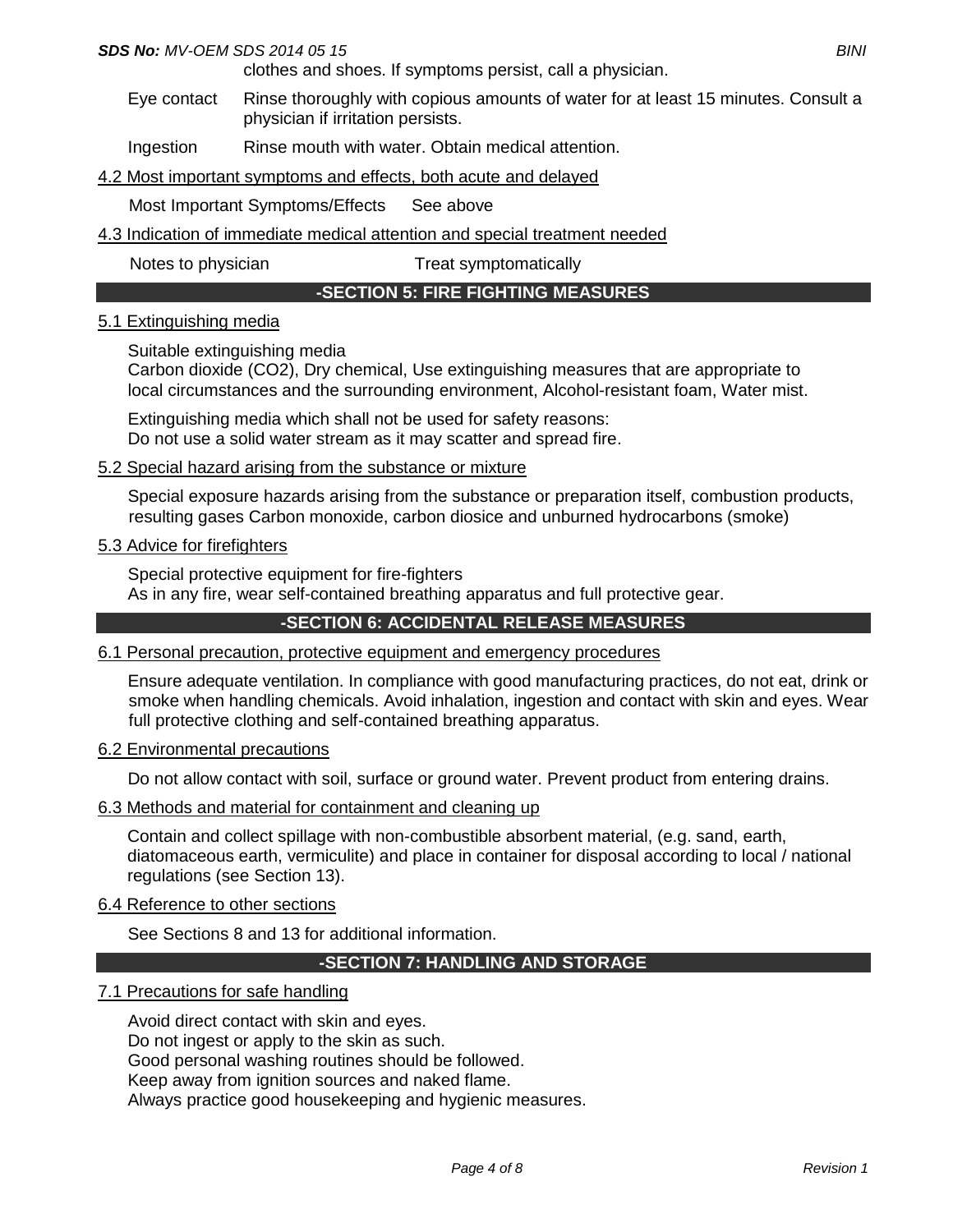clothes and shoes. If symptoms persist, call a physician.

Eye contact — Rinse thoroughly with copious amounts of water for at least 15 minutes. Consult a physician if irritation persists.

Ingestion — Rinse mouth with water. Obtain medical attention.

4.2 Most important symptoms and effects, both acute and delayed

Most Important Symptoms/Effects — See above

4.3 Indication of immediate medical attention and special treatment needed

Notes to physician — Treat symptomatically

## -SECTION 5: FIRE FIGHTING MEASURES

5.1 Extinguishing media

Suitable extinguishing media
Carbon dioxide ($CO_2$), Dry chemical, Use extinguishing measures that are appropriate to local circumstances and the surrounding environment, Alcohol-resistant foam, Water mist.

Extinguishing media which shall not be used for safety reasons:
Do not use a solid water stream as it may scatter and spread fire.

5.2 Special hazard arising from the substance or mixture

Special exposure hazards arising from the substance or preparation itself, combustion products, resulting gases Carbon monoxide, carbon diosice and unburned hydrocarbons (smoke)

5.3 Advice for firefighters

Special protective equipment for fire-fighters
As in any fire, wear self-contained breathing apparatus and full protective gear.

## -SECTION 6: ACCIDENTAL RELEASE MEASURES

6.1 Personal precaution, protective equipment and emergency procedures

Ensure adequate ventilation. In compliance with good manufacturing practices, do not eat, drink or smoke when handling chemicals. Avoid inhalation, ingestion and contact with skin and eyes. Wear full protective clothing and self-contained breathing apparatus.

6.2 Environmental precautions

Do not allow contact with soil, surface or ground water. Prevent product from entering drains.

6.3 Methods and material for containment and cleaning up

Contain and collect spillage with non-combustible absorbent material, (e.g. sand, earth, diatomaceous earth, vermiculite) and place in container for disposal according to local / national regulations (see Section 13).

6.4 Reference to other sections

See Sections 8 and 13 for additional information.

## -SECTION 7: HANDLING AND STORAGE

7.1 Precautions for safe handling

Avoid direct contact with skin and eyes.
Do not ingest or apply to the skin as such.
Good personal washing routines should be followed.
Keep away from ignition sources and naked flame.
Always practice good housekeeping and hygienic measures.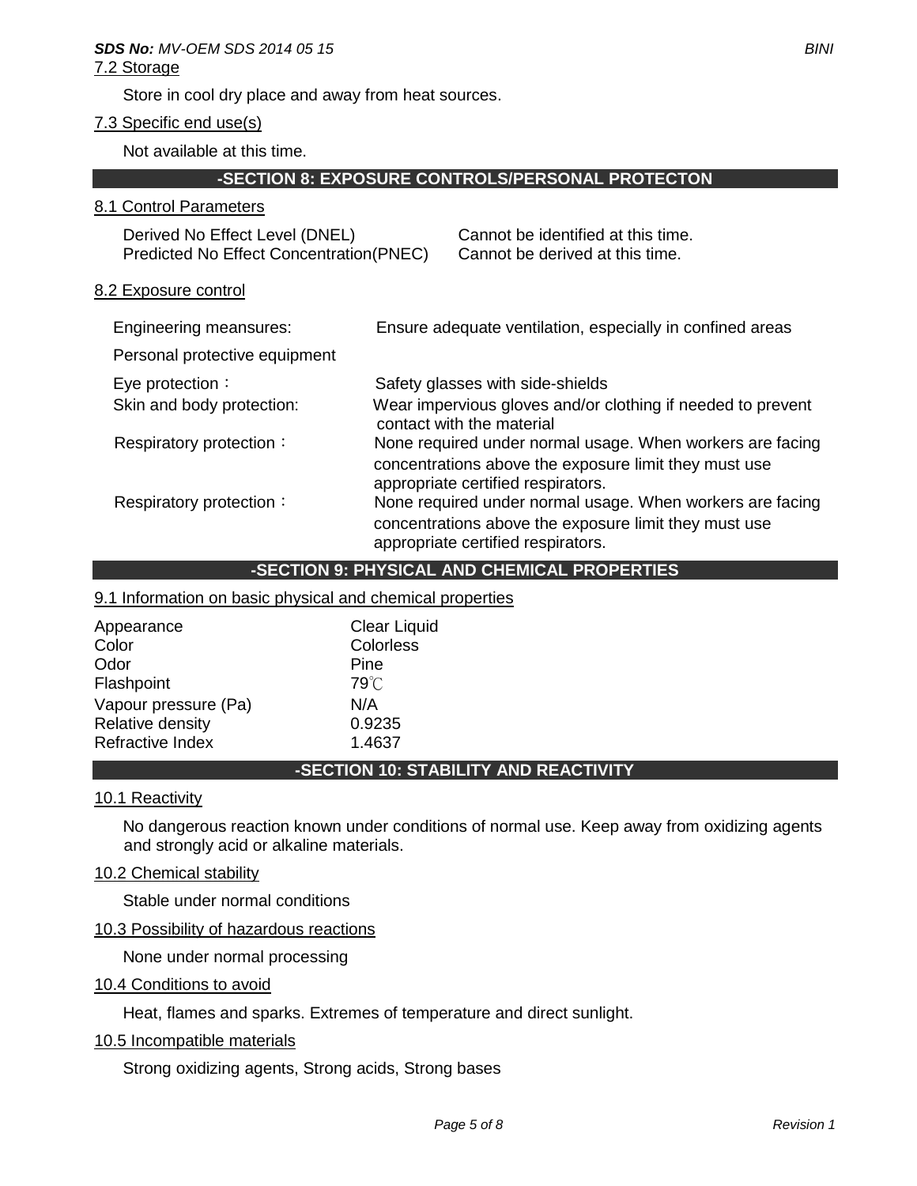7.2 Storage

Store in cool dry place and away from heat sources.

7.3 Specific end use(s)

Not available at this time.

## -SECTION 8: EXPOSURE CONTROLS/PERSONAL PROTECTON

8.1 Control Parameters

| | |
|---|---|
| Derived No Effect Level (DNEL) | Cannot be identified at this time. |
| Predicted No Effect Concentration(PNEC) | Cannot be derived at this time. |

8.2 Exposure control

| | |
|---|---|
| Engineering meansures: | Ensure adequate ventilation, especially in confined areas |
| Personal protective equipment | |
| Eye protection： | Safety glasses with side-shields |
| Skin and body protection: | Wear impervious gloves and/or clothing if needed to prevent contact with the material |
| Respiratory protection： | None required under normal usage. When workers are facing concentrations above the exposure limit they must use appropriate certified respirators. |
| Respiratory protection： | None required under normal usage. When workers are facing concentrations above the exposure limit they must use appropriate certified respirators. |

## -SECTION 9: PHYSICAL AND CHEMICAL PROPERTIES

9.1 Information on basic physical and chemical properties

| | |
|---|---|
| Appearance | Clear Liquid |
| Color | Colorless |
| Odor | Pine |
| Flashpoint | 79℃ |
| Vapour pressure (Pa) | N/A |
| Relative density | 0.9235 |
| Refractive Index | 1.4637 |

## -SECTION 10: STABILITY AND REACTIVITY

10.1 Reactivity

No dangerous reaction known under conditions of normal use. Keep away from oxidizing agents and strongly acid or alkaline materials.

10.2 Chemical stability

Stable under normal conditions

10.3 Possibility of hazardous reactions

None under normal processing

10.4 Conditions to avoid

Heat, flames and sparks. Extremes of temperature and direct sunlight.

10.5 Incompatible materials

Strong oxidizing agents, Strong acids, Strong bases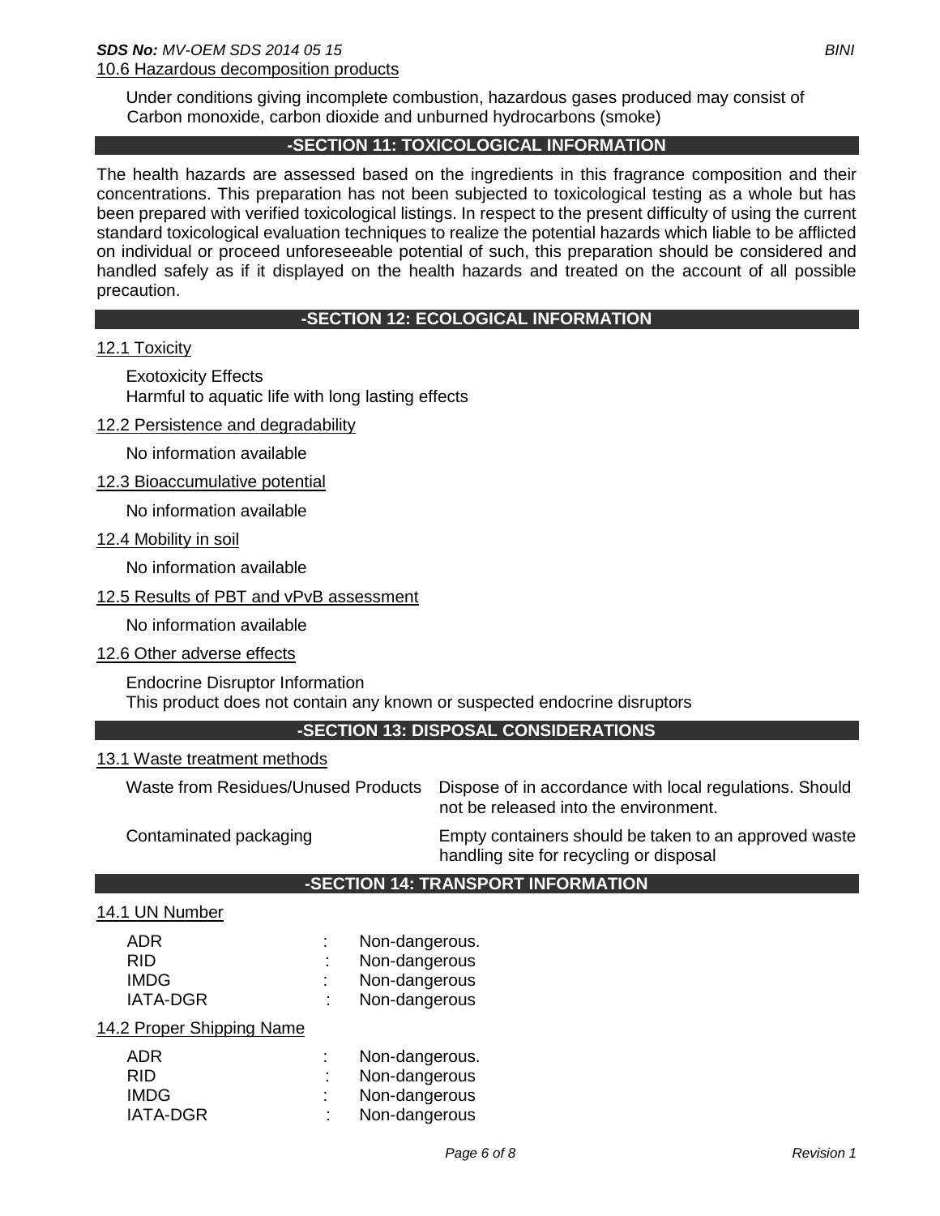### 10.6 Hazardous decomposition products

Under conditions giving incomplete combustion, hazardous gases produced may consist of Carbon monoxide, carbon dioxide and unburned hydrocarbons (smoke)

## -SECTION 11: TOXICOLOGICAL INFORMATION

The health hazards are assessed based on the ingredients in this fragrance composition and their concentrations. This preparation has not been subjected to toxicological testing as a whole but has been prepared with verified toxicological listings. In respect to the present difficulty of using the current standard toxicological evaluation techniques to realize the potential hazards which liable to be afflicted on individual or proceed unforeseeable potential of such, this preparation should be considered and handled safely as if it displayed on the health hazards and treated on the account of all possible precaution.

## -SECTION 12: ECOLOGICAL INFORMATION

### 12.1 Toxicity

Exotoxicity Effects
Harmful to aquatic life with long lasting effects

### 12.2 Persistence and degradability

No information available

### 12.3 Bioaccumulative potential

No information available

### 12.4 Mobility in soil

No information available

### 12.5 Results of PBT and vPvB assessment

No information available

### 12.6 Other adverse effects

Endocrine Disruptor Information
This product does not contain any known or suspected endocrine disruptors

## -SECTION 13: DISPOSAL CONSIDERATIONS

### 13.1 Waste treatment methods

| | |
|---|---|
| Waste from Residues/Unused Products | Dispose of in accordance with local regulations. Should not be released into the environment. |
| Contaminated packaging | Empty containers should be taken to an approved waste handling site for recycling or disposal |

## -SECTION 14: TRANSPORT INFORMATION

### 14.1 UN Number

| | | |
|---|---|---|
| ADR | : | Non-dangerous. |
| RID | : | Non-dangerous |
| IMDG | : | Non-dangerous |
| IATA-DGR | : | Non-dangerous |

### 14.2 Proper Shipping Name

| | | |
|---|---|---|
| ADR | : | Non-dangerous. |
| RID | : | Non-dangerous |
| IMDG | : | Non-dangerous |
| IATA-DGR | : | Non-dangerous |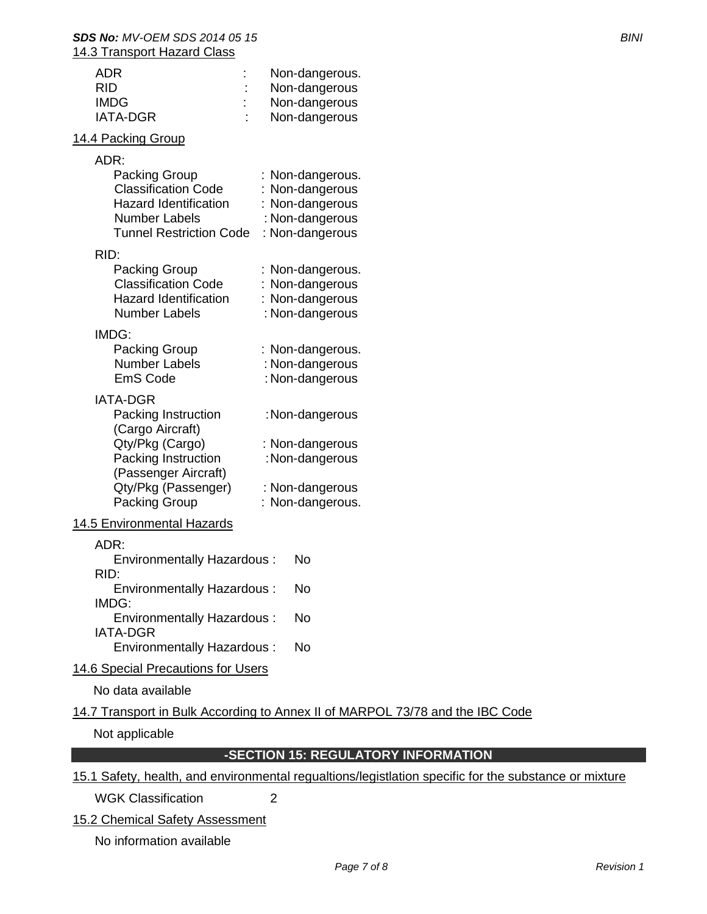14.3 Transport Hazard Class

| | | |
|---|---|---|
| ADR | : | Non-dangerous. |
| RID | : | Non-dangerous |
| IMDG | : | Non-dangerous |
| IATA-DGR | : | Non-dangerous |

14.4 Packing Group

ADR:

| | |
|---|---|
| Packing Group | : Non-dangerous. |
| Classification Code | : Non-dangerous |
| Hazard Identification | : Non-dangerous |
| Number Labels | : Non-dangerous |
| Tunnel Restriction Code | : Non-dangerous |

RID:

| | |
|---|---|
| Packing Group | : Non-dangerous. |
| Classification Code | : Non-dangerous |
| Hazard Identification | : Non-dangerous |
| Number Labels | : Non-dangerous |

IMDG:

| | |
|---|---|
| Packing Group | : Non-dangerous. |
| Number Labels | : Non-dangerous |
| EmS Code | : Non-dangerous |

IATA-DGR

| | |
|---|---|
| Packing Instruction (Cargo Aircraft) | : Non-dangerous |
| Qty/Pkg (Cargo) | : Non-dangerous |
| Packing Instruction (Passenger Aircraft) | : Non-dangerous |
| Qty/Pkg (Passenger) | : Non-dangerous |
| Packing Group | : Non-dangerous. |

14.5 Environmental Hazards

ADR:
Environmentally Hazardous : No

RID:
Environmentally Hazardous : No

IMDG:
Environmentally Hazardous : No

IATA-DGR
Environmentally Hazardous : No

14.6 Special Precautions for Users

No data available

14.7 Transport in Bulk According to Annex II of MARPOL 73/78 and the IBC Code

Not applicable

## -SECTION 15: REGULATORY INFORMATION

15.1 Safety, health, and environmental regualtions/legistlation specific for the substance or mixture

WGK Classification 2

15.2 Chemical Safety Assessment

No information available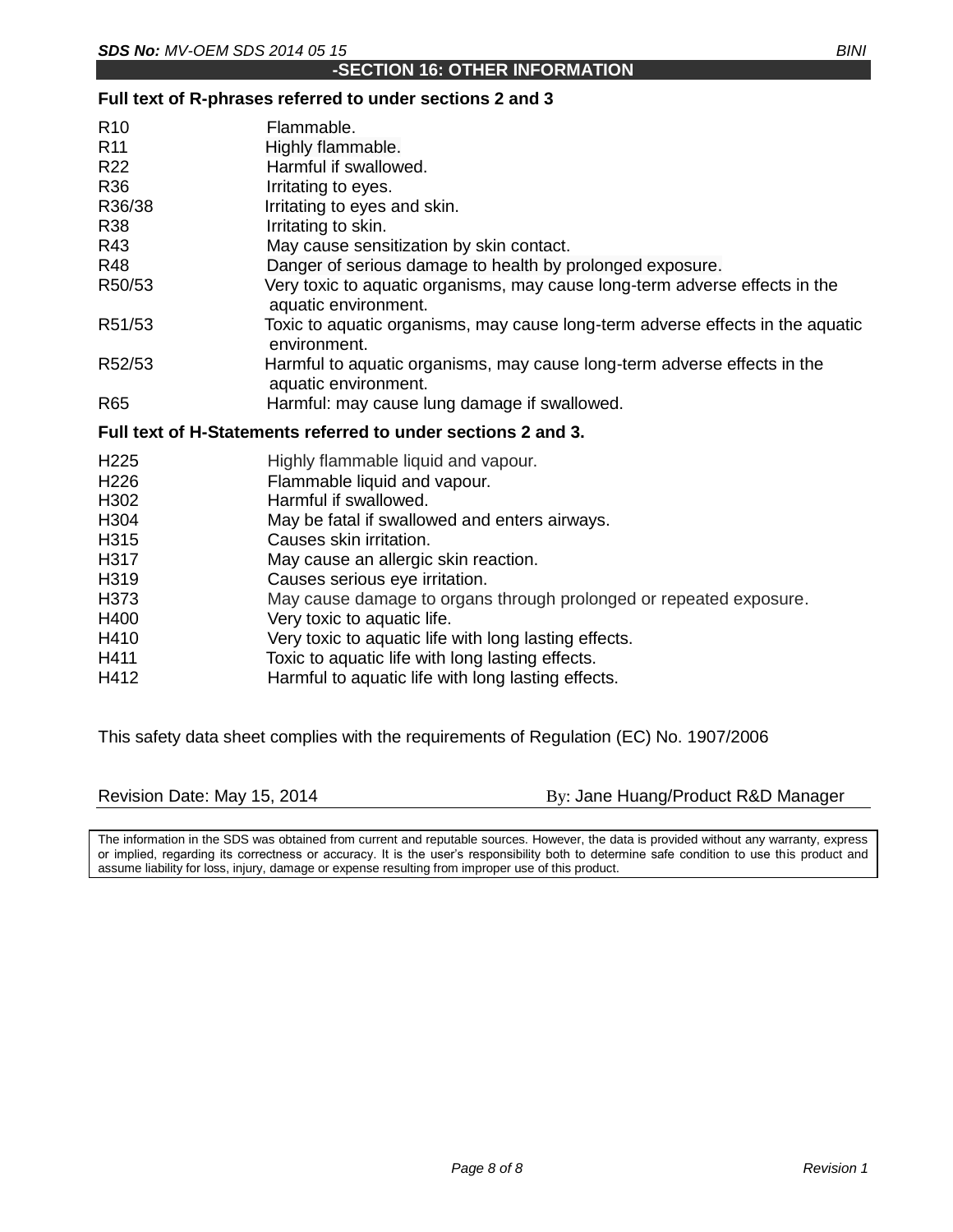## -SECTION 16: OTHER INFORMATION

**Full text of R-phrases referred to under sections 2 and 3**

| | |
|---|---|
| R10 | Flammable. |
| R11 | Highly flammable. |
| R22 | Harmful if swallowed. |
| R36 | Irritating to eyes. |
| R36/38 | Irritating to eyes and skin. |
| R38 | Irritating to skin. |
| R43 | May cause sensitization by skin contact. |
| R48 | Danger of serious damage to health by prolonged exposure. |
| R50/53 | Very toxic to aquatic organisms, may cause long-term adverse effects in the aquatic environment. |
| R51/53 | Toxic to aquatic organisms, may cause long-term adverse effects in the aquatic environment. |
| R52/53 | Harmful to aquatic organisms, may cause long-term adverse effects in the aquatic environment. |
| R65 | Harmful: may cause lung damage if swallowed. |

**Full text of H-Statements referred to under sections 2 and 3.**

| | |
|---|---|
| H225 | Highly flammable liquid and vapour. |
| H226 | Flammable liquid and vapour. |
| H302 | Harmful if swallowed. |
| H304 | May be fatal if swallowed and enters airways. |
| H315 | Causes skin irritation. |
| H317 | May cause an allergic skin reaction. |
| H319 | Causes serious eye irritation. |
| H373 | May cause damage to organs through prolonged or repeated exposure. |
| H400 | Very toxic to aquatic life. |
| H410 | Very toxic to aquatic life with long lasting effects. |
| H411 | Toxic to aquatic life with long lasting effects. |
| H412 | Harmful to aquatic life with long lasting effects. |

This safety data sheet complies with the requirements of Regulation (EC) No. 1907/2006

Revision Date: May 15, 2014 By: Jane Huang/Product R&D Manager

The information in the SDS was obtained from current and reputable sources. However, the data is provided without any warranty, express or implied, regarding its correctness or accuracy. It is the user's responsibility both to determine safe condition to use this product and assume liability for loss, injury, damage or expense resulting from improper use of this product.